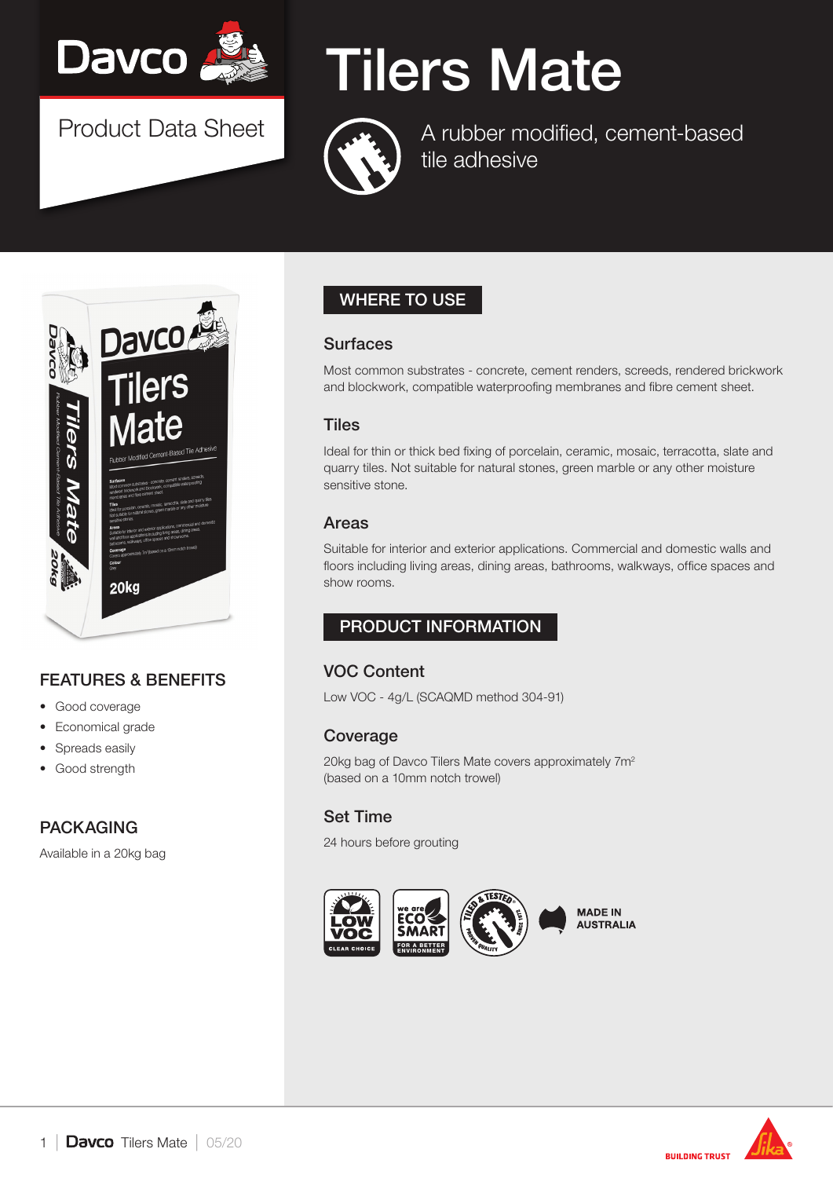Davco

Product Data Sheet

# Tilers Mate

A rubber modified, cement-based tile adhesive

## FEATURES & BENEFITS

- Good coverage
- Economical grade
- Spreads easily
- Good strength

## PACKAGING

Available in a 20kg bag

## WHERE TO USE

### Surfaces

Most common substrates - concrete, cement renders, screeds, rendered brickwork and blockwork, compatible waterproofing membranes and fibre cement sheet.

### Tiles

Ideal for thin or thick bed fixing of porcelain, ceramic, mosaic, terracotta, slate and quarry tiles. Not suitable for natural stones, green marble or any other moisture sensitive stone.

### Areas

Suitable for interior and exterior applications. Commercial and domestic walls and floors including living areas, dining areas, bathrooms, walkways, office spaces and show rooms.

## PRODUCT INFORMATION

### VOC Content

Low VOC - 4g/L (SCAQMD method 304-91)

### Coverage

20kg bag of Davco Tilers Mate covers approximately 7m$^2$ (based on a 10mm notch trowel)

### Set Time

24 hours before grouting

LOW VOC CLEAR CHOICE | we are ECO SMART FOR A BETTER ENVIRONMENT | TILED & TESTED SINCE 1971 PROVEN QUALITY | MADE IN AUSTRALIA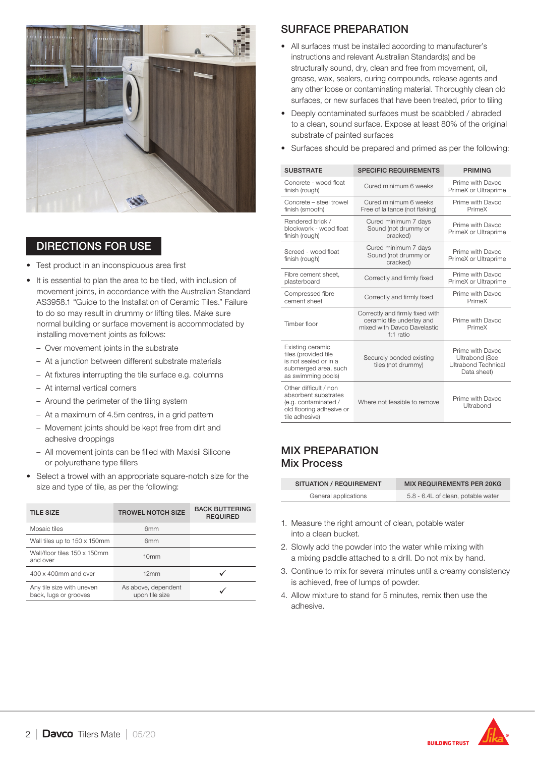## DIRECTIONS FOR USE

- Test product in an inconspicuous area first
- It is essential to plan the area to be tiled, with inclusion of movement joints, in accordance with the Australian Standard AS3958.1 "Guide to the Installation of Ceramic Tiles." Failure to do so may result in drummy or lifting tiles. Make sure normal building or surface movement is accommodated by installing movement joints as follows:
  - Over movement joints in the substrate
  - At a junction between different substrate materials
  - At fixtures interrupting the tile surface e.g. columns
  - At internal vertical corners
  - Around the perimeter of the tiling system
  - At a maximum of 4.5m centres, in a grid pattern
  - Movement joints should be kept free from dirt and adhesive droppings
  - All movement joints can be filled with Maxisil Silicone or polyurethane type fillers
- Select a trowel with an appropriate square-notch size for the size and type of tile, as per the following:

| TILE SIZE | TROWEL NOTCH SIZE | BACK BUTTERING REQUIRED |
|---|---|---|
| Mosaic tiles | 6mm | |
| Wall tiles up to 150 x 150mm | 6mm | |
| Wall/floor tiles 150 x 150mm and over | 10mm | |
| 400 x 400mm and over | 12mm | ✓ |
| Any tile size with uneven back, lugs or grooves | As above, dependent upon tile size | ✓ |

## SURFACE PREPARATION

- All surfaces must be installed according to manufacturer's instructions and relevant Australian Standard(s) and be structurally sound, dry, clean and free from movement, oil, grease, wax, sealers, curing compounds, release agents and any other loose or contaminating material. Thoroughly clean old surfaces, or new surfaces that have been treated, prior to tiling
- Deeply contaminated surfaces must be scabbled / abraded to a clean, sound surface. Expose at least 80% of the original substrate of painted surfaces
- Surfaces should be prepared and primed as per the following:

| SUBSTRATE | SPECIFIC REQUIREMENTS | PRIMING |
|---|---|---|
| Concrete - wood float finish (rough) | Cured minimum 6 weeks | Prime with Davco PrimeX or Ultraprime |
| Concrete – steel trowel finish (smooth) | Cured minimum 6 weeks Free of laitance (not flaking) | Prime with Davco PrimeX |
| Rendered brick / blockwork - wood float finish (rough) | Cured minimum 7 days Sound (not drummy or cracked) | Prime with Davco PrimeX or Ultraprime |
| Screed - wood float finish (rough) | Cured minimum 7 days Sound (not drummy or cracked) | Prime with Davco PrimeX or Ultraprime |
| Fibre cement sheet, plasterboard | Correctly and firmly fixed | Prime with Davco PrimeX or Ultraprime |
| Compressed fibre cement sheet | Correctly and firmly fixed | Prime with Davco PrimeX |
| Timber floor | Correctly and firmly fixed with ceramic tile underlay and mixed with Davco Davelastic 1:1 ratio | Prime with Davco PrimeX |
| Existing ceramic tiles (provided tile is not sealed or in a submerged area, such as swimming pools) | Securely bonded existing tiles (not drummy) | Prime with Davco Ultrabond (See Ultrabond Technical Data sheet) |
| Other difficult / non absorbent substrates (e.g. contaminated / old flooring adhesive or tile adhesive) | Where not feasible to remove | Prime with Davco Ultrabond |

## MIX PREPARATION
### Mix Process

| SITUATION / REQUIREMENT | MIX REQUIREMENTS PER 20KG |
|---|---|
| General applications | 5.8 - 6.4L of clean, potable water |

1. Measure the right amount of clean, potable water into a clean bucket.
2. Slowly add the powder into the water while mixing with a mixing paddle attached to a drill. Do not mix by hand.
3. Continue to mix for several minutes until a creamy consistency is achieved, free of lumps of powder.
4. Allow mixture to stand for 5 minutes, remix then use the adhesive.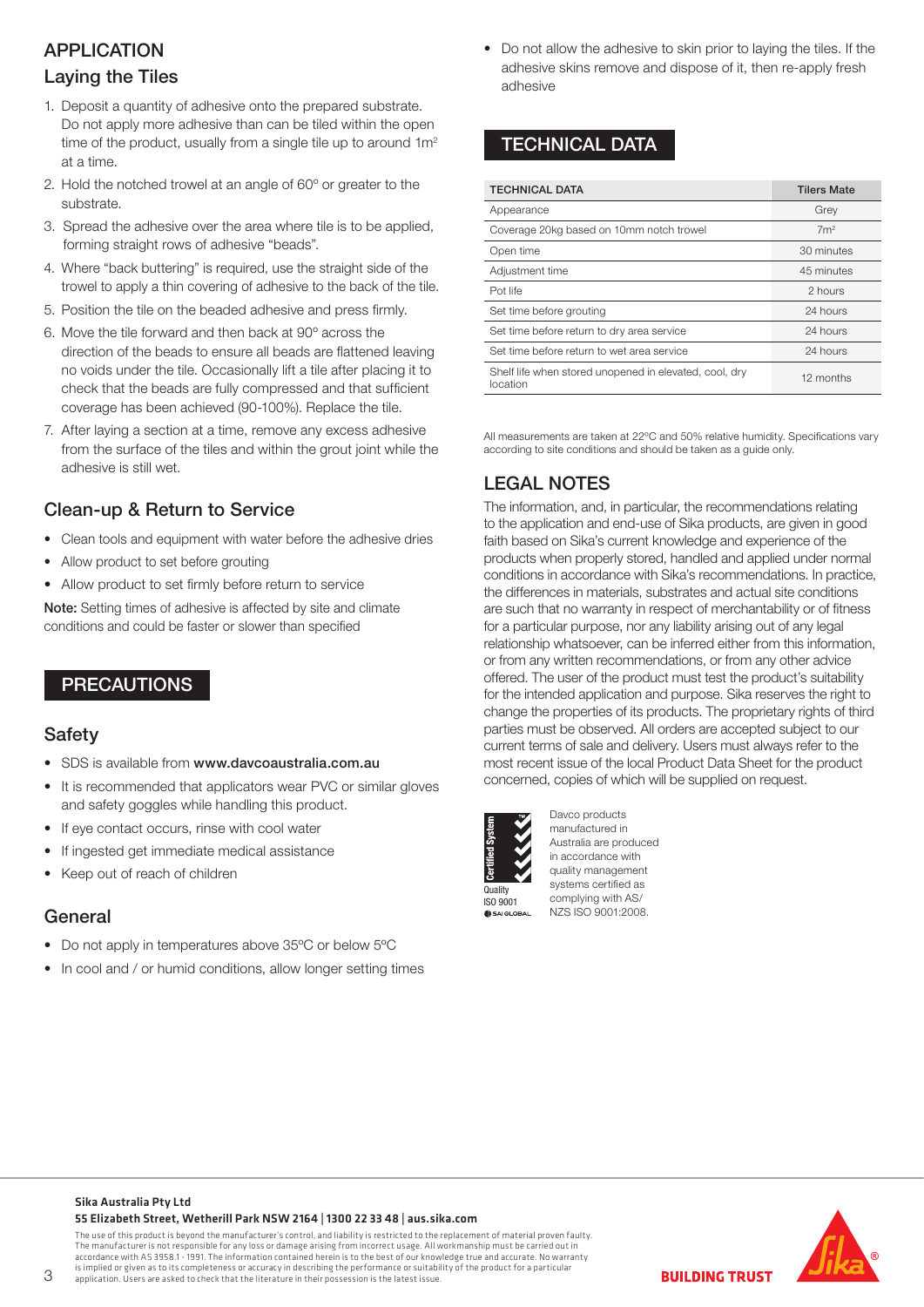## APPLICATION

### Laying the Tiles

1. Deposit a quantity of adhesive onto the prepared substrate. Do not apply more adhesive than can be tiled within the open time of the product, usually from a single tile up to around 1m$^2$ at a time.
2. Hold the notched trowel at an angle of 60º or greater to the substrate.
3. Spread the adhesive over the area where tile is to be applied, forming straight rows of adhesive "beads".
4. Where "back buttering" is required, use the straight side of the trowel to apply a thin covering of adhesive to the back of the tile.
5. Position the tile on the beaded adhesive and press firmly.
6. Move the tile forward and then back at 90º across the direction of the beads to ensure all beads are flattened leaving no voids under the tile. Occasionally lift a tile after placing it to check that the beads are fully compressed and that sufficient coverage has been achieved (90-100%). Replace the tile.
7. After laying a section at a time, remove any excess adhesive from the surface of the tiles and within the grout joint while the adhesive is still wet.

### Clean-up & Return to Service

- Clean tools and equipment with water before the adhesive dries
- Allow product to set before grouting
- Allow product to set firmly before return to service

**Note:** Setting times of adhesive is affected by site and climate conditions and could be faster or slower than specified

## PRECAUTIONS

### Safety

- SDS is available from **www.davcoaustralia.com.au**
- It is recommended that applicators wear PVC or similar gloves and safety goggles while handling this product.
- If eye contact occurs, rinse with cool water
- If ingested get immediate medical assistance
- Keep out of reach of children

### General

- Do not apply in temperatures above 35ºC or below 5ºC
- In cool and / or humid conditions, allow longer setting times
- Do not allow the adhesive to skin prior to laying the tiles. If the adhesive skins remove and dispose of it, then re-apply fresh adhesive

## TECHNICAL DATA

| TECHNICAL DATA | Tilers Mate |
| --- | --- |
| Appearance | Grey |
| Coverage 20kg based on 10mm notch trowel | 7m$^2$ |
| Open time | 30 minutes |
| Adjustment time | 45 minutes |
| Pot life | 2 hours |
| Set time before grouting | 24 hours |
| Set time before return to dry area service | 24 hours |
| Set time before return to wet area service | 24 hours |
| Shelf life when stored unopened in elevated, cool, dry location | 12 months |

All measurements are taken at 22ºC and 50% relative humidity. Specifications vary according to site conditions and should be taken as a guide only.

## LEGAL NOTES

The information, and, in particular, the recommendations relating to the application and end-use of Sika products, are given in good faith based on Sika's current knowledge and experience of the products when properly stored, handled and applied under normal conditions in accordance with Sika's recommendations. In practice, the differences in materials, substrates and actual site conditions are such that no warranty in respect of merchantability or of fitness for a particular purpose, nor any liability arising out of any legal relationship whatsoever, can be inferred either from this information, or from any written recommendations, or from any other advice offered. The user of the product must test the product's suitability for the intended application and purpose. Sika reserves the right to change the properties of its products. The proprietary rights of third parties must be observed. All orders are accepted subject to our current terms of sale and delivery. Users must always refer to the most recent issue of the local Product Data Sheet for the product concerned, copies of which will be supplied on request.

Certified System Quality ISO 9001 SAI GLOBAL

Davco products manufactured in Australia are produced in accordance with quality management systems certified as complying with AS/NZS ISO 9001:2008.

**Sika Australia Pty Ltd**
**55 Elizabeth Street, Wetherill Park NSW 2164 | 1300 22 33 48 | aus.sika.com**

The use of this product is beyond the manufacturer's control, and liability is restricted to the replacement of material proven faulty. The manufacturer is not responsible for any loss or damage arising from incorrect usage. All workmanship must be carried out in accordance with AS 3958.1 - 1991. The information contained herein is to the best of our knowledge true and accurate. No warranty is implied or given as to its completeness or accuracy in describing the performance or suitability of the product for a particular application. Users are asked to check that the literature in their possession is the latest issue.

**BUILDING TRUST**